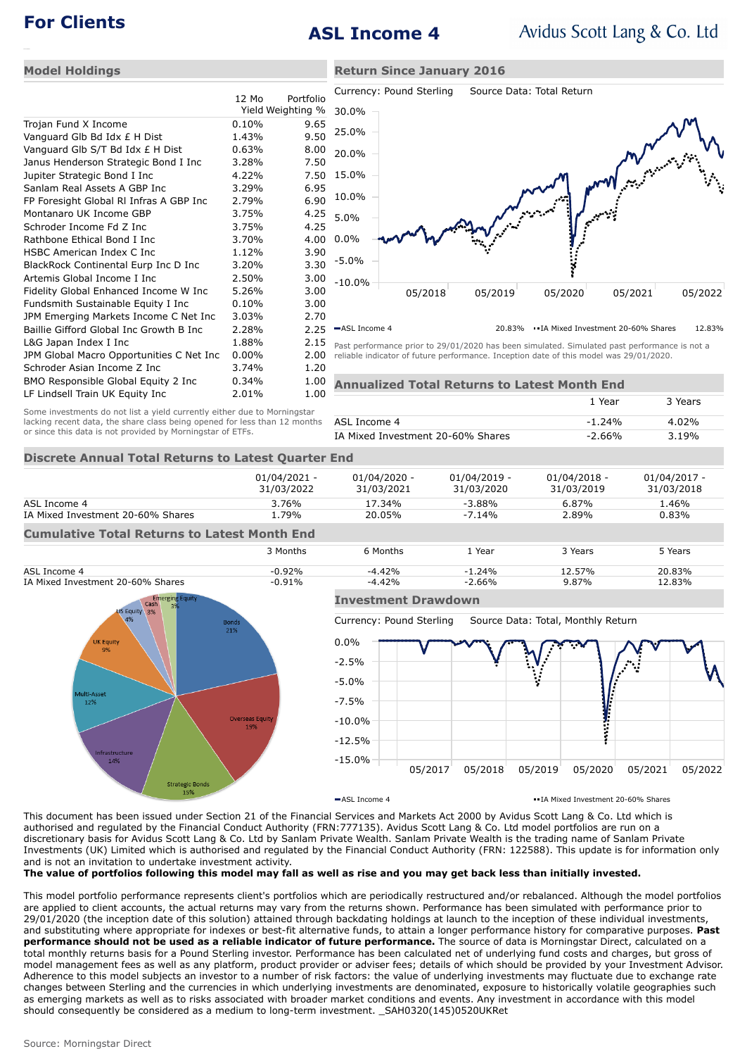# ASL Income 4

**For Clients**

Avidus Scott Lang & Co. Ltd

## Model Holdings

| | 12 Mo Yield | Portfolio Weighting % |
|---|---|---|
| Trojan Fund X Income | 0.10% | 9.65 |
| Vanguard Glb Bd Idx £ H Dist | 1.43% | 9.50 |
| Vanguard Glb S/T Bd Idx £ H Dist | 0.63% | 8.00 |
| Janus Henderson Strategic Bond I Inc | 3.28% | 7.50 |
| Jupiter Strategic Bond I Inc | 4.22% | 7.50 |
| Sanlam Real Assets A GBP Inc | 3.29% | 6.95 |
| FP Foresight Global Rl Infras A GBP Inc | 2.79% | 6.90 |
| Montanaro UK Income GBP | 3.75% | 4.25 |
| Schroder Income Fd Z Inc | 3.75% | 4.25 |
| Rathbone Ethical Bond I Inc | 3.70% | 4.00 |
| HSBC American Index C Inc | 1.12% | 3.90 |
| BlackRock Continental Eurp Inc D Inc | 3.20% | 3.30 |
| Artemis Global Income I Inc | 2.50% | 3.00 |
| Fidelity Global Enhanced Income W Inc | 5.26% | 3.00 |
| Fundsmith Sustainable Equity I Inc | 0.10% | 3.00 |
| JPM Emerging Markets Income C Net Inc | 3.03% | 2.70 |
| Baillie Gifford Global Inc Growth B Inc | 2.28% | 2.25 |
| L&G Japan Index I Inc | 1.88% | 2.15 |
| JPM Global Macro Opportunities C Net Inc | 0.00% | 2.00 |
| Schroder Asian Income Z Inc | 3.74% | 1.20 |
| BMO Responsible Global Equity 2 Inc | 0.34% | 1.00 |
| LF Lindsell Train UK Equity Inc | 2.01% | 1.00 |

Some investments do not list a yield currently either due to Morningstar lacking recent data, the share class being opened for less than 12 months or since this data is not provided by Morningstar of ETFs.

## Return Since January 2016

Currency: Pound Sterling    Source Data: Total Return

ASL Income 4 20.83%    IA Mixed Investment 20-60% Shares 12.83%

Past performance prior to 29/01/2020 has been simulated. Simulated past performance is not a reliable indicator of future performance. Inception date of this model was 29/01/2020.

## Annualized Total Returns to Latest Month End

| | 1 Year | 3 Years |
|---|---|---|
| ASL Income 4 | -1.24% | 4.02% |
| IA Mixed Investment 20-60% Shares | -2.66% | 3.19% |

## Discrete Annual Total Returns to Latest Quarter End

| | 01/04/2021 - 31/03/2022 | 01/04/2020 - 31/03/2021 | 01/04/2019 - 31/03/2020 | 01/04/2018 - 31/03/2019 | 01/04/2017 - 31/03/2018 |
|---|---|---|---|---|---|
| ASL Income 4 | 3.76% | 17.34% | -3.88% | 6.87% | 1.46% |
| IA Mixed Investment 20-60% Shares | 1.79% | 20.05% | -7.14% | 2.89% | 0.83% |

## Cumulative Total Returns to Latest Month End

| | 3 Months | 6 Months | 1 Year | 3 Years | 5 Years |
|---|---|---|---|---|---|
| ASL Income 4 | -0.92% | -4.42% | -1.24% | 12.57% | 20.83% |
| IA Mixed Investment 20-60% Shares | -0.91% | -4.42% | -2.66% | 9.87% | 12.83% |

Asset allocation: Bonds 21%, Overseas Equity 19%, Strategic Bonds 15%, Infrastructure 14%, Multi-Asset 12%, UK Equity 9%, US Equity 4%, Cash 3%, Emerging Equity 3%

## Investment Drawdown

Currency: Pound Sterling    Source Data: Total, Monthly Return

ASL Income 4    IA Mixed Investment 20-60% Shares

This document has been issued under Section 21 of the Financial Services and Markets Act 2000 by Avidus Scott Lang & Co. Ltd which is authorised and regulated by the Financial Conduct Authority (FRN:777135). Avidus Scott Lang & Co. Ltd model portfolios are run on a discretionary basis for Avidus Scott Lang & Co. Ltd by Sanlam Private Wealth. Sanlam Private Wealth is the trading name of Sanlam Private Investments (UK) Limited which is authorised and regulated by the Financial Conduct Authority (FRN: 122588). This update is for information only and is not an invitation to undertake investment activity.

**The value of portfolios following this model may fall as well as rise and you may get back less than initially invested.**

This model portfolio performance represents client's portfolios which are periodically restructured and/or rebalanced. Although the model portfolios are applied to client accounts, the actual returns may vary from the returns shown. Performance has been simulated with performance prior to 29/01/2020 (the inception date of this solution) attained through backdating holdings at launch to the inception of these individual investments, and substituting where appropriate for indexes or best-fit alternative funds, to provide a longer performance history for comparative purposes. **Past performance should not be used as a reliable indicator of future performance.** The source of data is Morningstar Direct, calculated on a total monthly returns basis for a Pound Sterling investor. Performance has been calculated net of underlying fund costs and charges, but gross of model management fees as well as any platform, product provider or adviser fees; details of which should be provided by your Investment Advisor. Adherence to this model subjects an investor to a number of risk factors: the value of underlying investments may fluctuate due to exchange rate changes between Sterling and the currencies in which underlying investments are denominated, exposure to historically volatile geographies such as emerging markets as well as to risks associated with broader market conditions and events. Any investment in accordance with this model should consequently be considered as a medium to long-term investment. _SAH0320(145)0520UKRet

Source: Morningstar Direct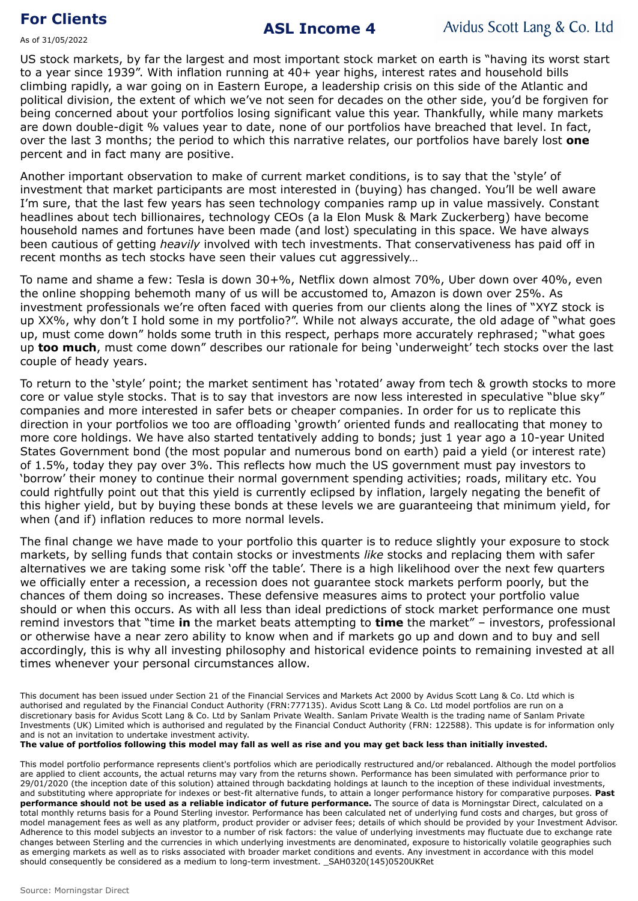**For Clients**

As of 31/05/2022

# ASL Income 4

Avidus Scott Lang & Co. Ltd

US stock markets, by far the largest and most important stock market on earth is "having its worst start to a year since 1939". With inflation running at 40+ year highs, interest rates and household bills climbing rapidly, a war going on in Eastern Europe, a leadership crisis on this side of the Atlantic and political division, the extent of which we've not seen for decades on the other side, you'd be forgiven for being concerned about your portfolios losing significant value this year. Thankfully, while many markets are down double-digit % values year to date, none of our portfolios have breached that level. In fact, over the last 3 months; the period to which this narrative relates, our portfolios have barely lost **one** percent and in fact many are positive.

Another important observation to make of current market conditions, is to say that the 'style' of investment that market participants are most interested in (buying) has changed. You'll be well aware I'm sure, that the last few years has seen technology companies ramp up in value massively. Constant headlines about tech billionaires, technology CEOs (a la Elon Musk & Mark Zuckerberg) have become household names and fortunes have been made (and lost) speculating in this space. We have always been cautious of getting *heavily* involved with tech investments. That conservativeness has paid off in recent months as tech stocks have seen their values cut aggressively…

To name and shame a few: Tesla is down 30+%, Netflix down almost 70%, Uber down over 40%, even the online shopping behemoth many of us will be accustomed to, Amazon is down over 25%. As investment professionals we're often faced with queries from our clients along the lines of "XYZ stock is up XX%, why don't I hold some in my portfolio?". While not always accurate, the old adage of "what goes up, must come down" holds some truth in this respect, perhaps more accurately rephrased; "what goes up **too much**, must come down" describes our rationale for being 'underweight' tech stocks over the last couple of heady years.

To return to the 'style' point; the market sentiment has 'rotated' away from tech & growth stocks to more core or value style stocks. That is to say that investors are now less interested in speculative "blue sky" companies and more interested in safer bets or cheaper companies. In order for us to replicate this direction in your portfolios we too are offloading 'growth' oriented funds and reallocating that money to more core holdings. We have also started tentatively adding to bonds; just 1 year ago a 10-year United States Government bond (the most popular and numerous bond on earth) paid a yield (or interest rate) of 1.5%, today they pay over 3%. This reflects how much the US government must pay investors to 'borrow' their money to continue their normal government spending activities; roads, military etc. You could rightfully point out that this yield is currently eclipsed by inflation, largely negating the benefit of this higher yield, but by buying these bonds at these levels we are guaranteeing that minimum yield, for when (and if) inflation reduces to more normal levels.

The final change we have made to your portfolio this quarter is to reduce slightly your exposure to stock markets, by selling funds that contain stocks or investments *like* stocks and replacing them with safer alternatives we are taking some risk 'off the table'. There is a high likelihood over the next few quarters we officially enter a recession, a recession does not guarantee stock markets perform poorly, but the chances of them doing so increases. These defensive measures aims to protect your portfolio value should or when this occurs. As with all less than ideal predictions of stock market performance one must remind investors that "time **in** the market beats attempting to **time** the market" – investors, professional or otherwise have a near zero ability to know when and if markets go up and down and to buy and sell accordingly, this is why all investing philosophy and historical evidence points to remaining invested at all times whenever your personal circumstances allow.

This document has been issued under Section 21 of the Financial Services and Markets Act 2000 by Avidus Scott Lang & Co. Ltd which is authorised and regulated by the Financial Conduct Authority (FRN:777135). Avidus Scott Lang & Co. Ltd model portfolios are run on a discretionary basis for Avidus Scott Lang & Co. Ltd by Sanlam Private Wealth. Sanlam Private Wealth is the trading name of Sanlam Private Investments (UK) Limited which is authorised and regulated by the Financial Conduct Authority (FRN: 122588). This update is for information only and is not an invitation to undertake investment activity.
**The value of portfolios following this model may fall as well as rise and you may get back less than initially invested.**

This model portfolio performance represents client's portfolios which are periodically restructured and/or rebalanced. Although the model portfolios are applied to client accounts, the actual returns may vary from the returns shown. Performance has been simulated with performance prior to 29/01/2020 (the inception date of this solution) attained through backdating holdings at launch to the inception of these individual investments, and substituting where appropriate for indexes or best-fit alternative funds, to attain a longer performance history for comparative purposes. **Past performance should not be used as a reliable indicator of future performance.** The source of data is Morningstar Direct, calculated on a total monthly returns basis for a Pound Sterling investor. Performance has been calculated net of underlying fund costs and charges, but gross of model management fees as well as any platform, product provider or adviser fees; details of which should be provided by your Investment Advisor. Adherence to this model subjects an investor to a number of risk factors: the value of underlying investments may fluctuate due to exchange rate changes between Sterling and the currencies in which underlying investments are denominated, exposure to historically volatile geographies such as emerging markets as well as to risks associated with broader market conditions and events. Any investment in accordance with this model should consequently be considered as a medium to long-term investment. _SAH0320(145)0520UKRet

Source: Morningstar Direct